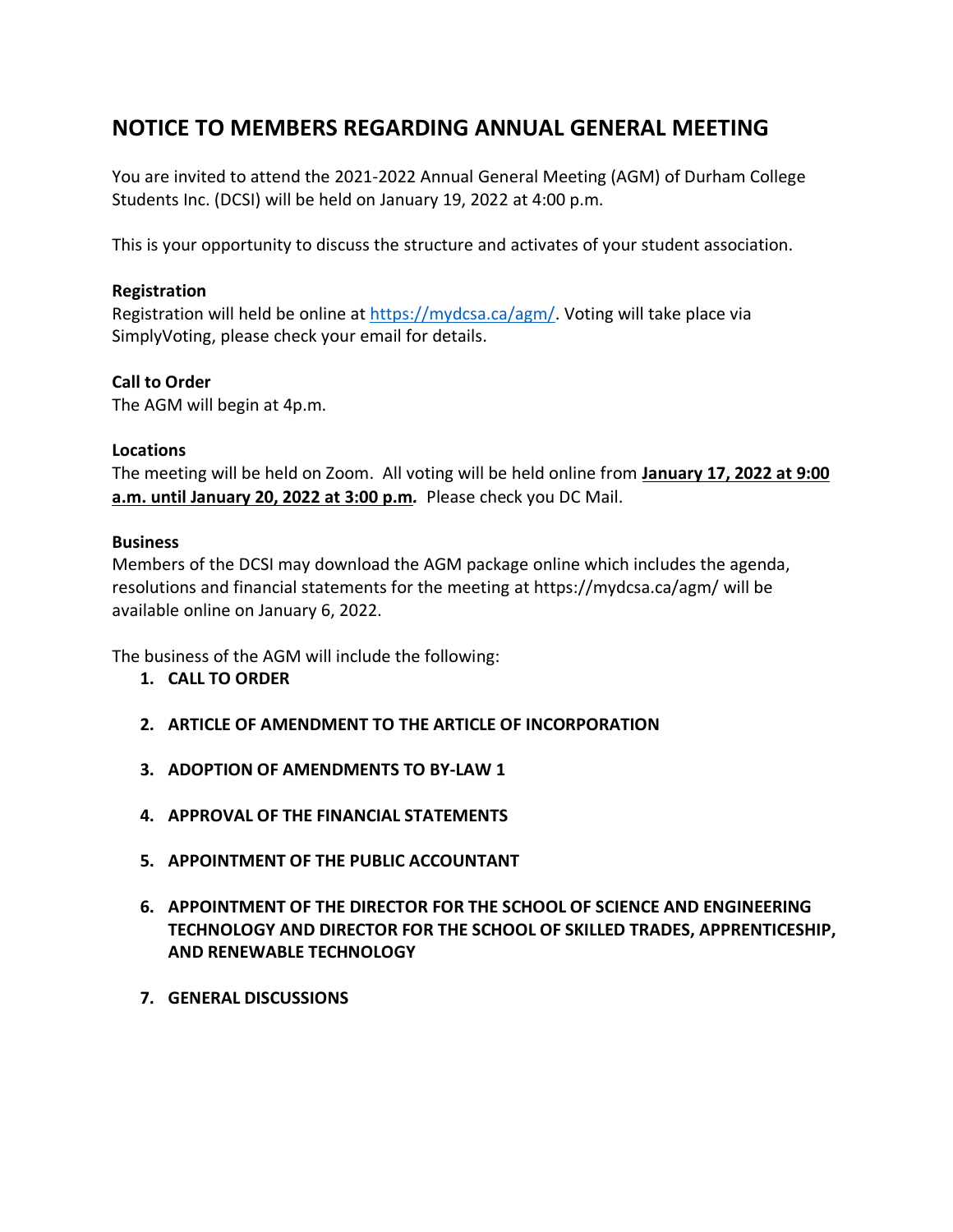# NOTICE TO MEMBERS REGARDING ANNUAL GENERAL MEETING

You are invited to attend the 2021-2022 Annual General Meeting (AGM) of Durham College Students Inc. (DCSI) will be held on January 19, 2022 at 4:00 p.m.

This is your opportunity to discuss the structure and activates of your student association.

**Registration**
Registration will held be online at https://mydcsa.ca/agm/. Voting will take place via SimplyVoting, please check your email for details.

**Call to Order**
The AGM will begin at 4p.m.

**Locations**
The meeting will be held on Zoom. All voting will be held online from **January 17, 2022 at 9:00 a.m. until January 20, 2022 at 3:00 p.m.** Please check you DC Mail.

**Business**
Members of the DCSI may download the AGM package online which includes the agenda, resolutions and financial statements for the meeting at https://mydcsa.ca/agm/ will be available online on January 6, 2022.

The business of the AGM will include the following:

1. **CALL TO ORDER**
2. **ARTICLE OF AMENDMENT TO THE ARTICLE OF INCORPORATION**
3. **ADOPTION OF AMENDMENTS TO BY-LAW 1**
4. **APPROVAL OF THE FINANCIAL STATEMENTS**
5. **APPOINTMENT OF THE PUBLIC ACCOUNTANT**
6. **APPOINTMENT OF THE DIRECTOR FOR THE SCHOOL OF SCIENCE AND ENGINEERING TECHNOLOGY AND DIRECTOR FOR THE SCHOOL OF SKILLED TRADES, APPRENTICESHIP, AND RENEWABLE TECHNOLOGY**
7. **GENERAL DISCUSSIONS**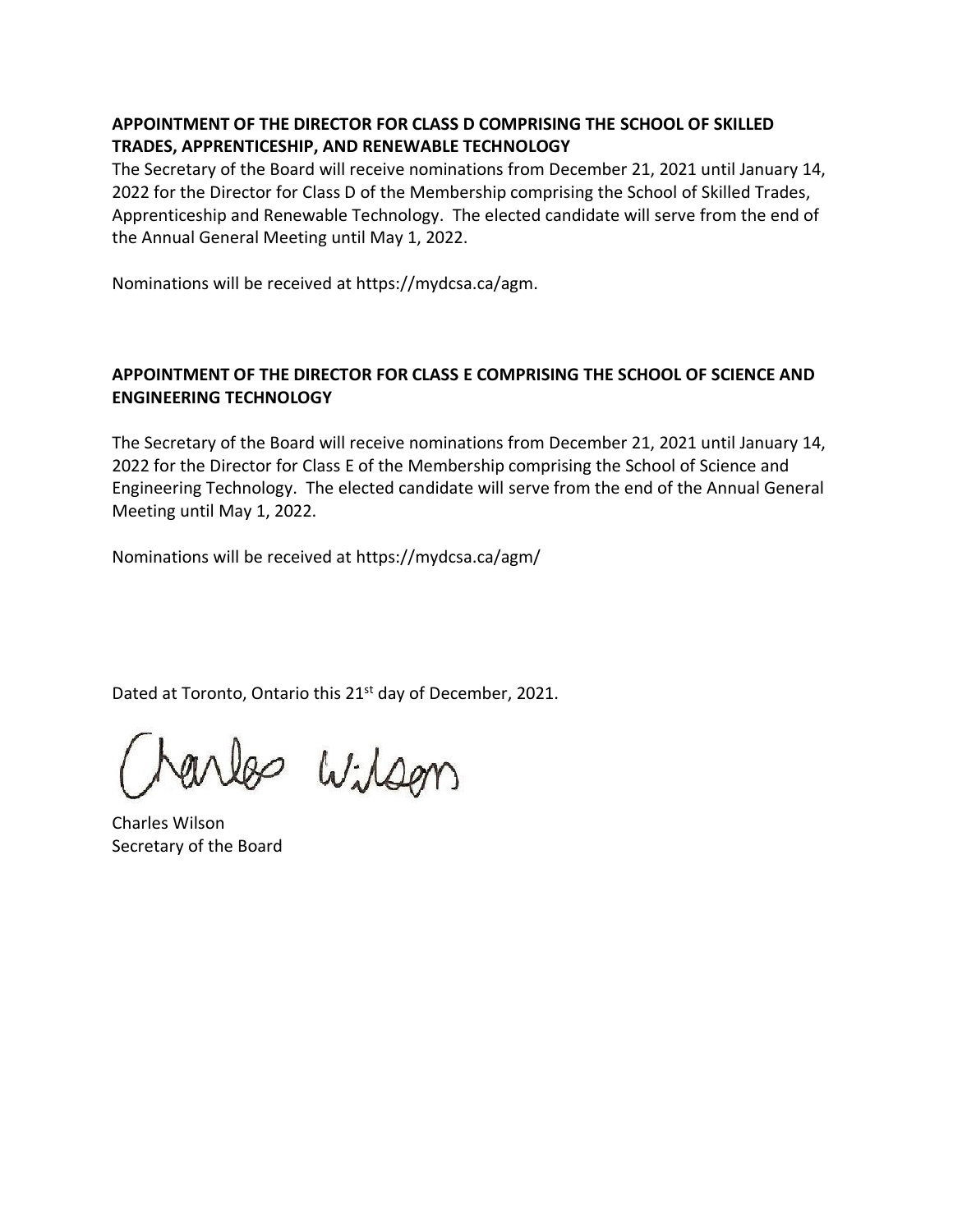**APPOINTMENT OF THE DIRECTOR FOR CLASS D COMPRISING THE SCHOOL OF SKILLED TRADES, APPRENTICESHIP, AND RENEWABLE TECHNOLOGY**

The Secretary of the Board will receive nominations from December 21, 2021 until January 14, 2022 for the Director for Class D of the Membership comprising the School of Skilled Trades, Apprenticeship and Renewable Technology. The elected candidate will serve from the end of the Annual General Meeting until May 1, 2022.

Nominations will be received at https://mydcsa.ca/agm.

**APPOINTMENT OF THE DIRECTOR FOR CLASS E COMPRISING THE SCHOOL OF SCIENCE AND ENGINEERING TECHNOLOGY**

The Secretary of the Board will receive nominations from December 21, 2021 until January 14, 2022 for the Director for Class E of the Membership comprising the School of Science and Engineering Technology. The elected candidate will serve from the end of the Annual General Meeting until May 1, 2022.

Nominations will be received at https://mydcsa.ca/agm/

Dated at Toronto, Ontario this 21st day of December, 2021.

Charles Wilson

Charles Wilson
Secretary of the Board